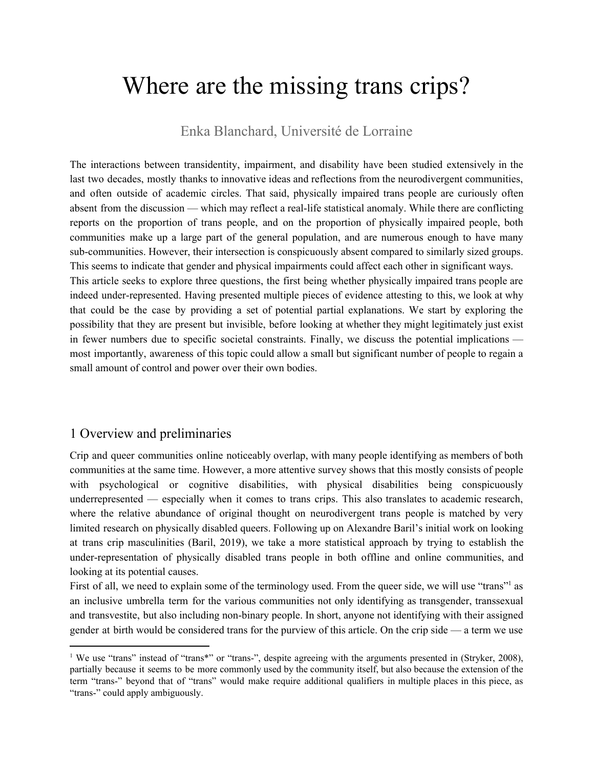# Where are the missing trans crips?

Enka Blanchard, Université de Lorraine

The interactions between transidentity, impairment, and disability have been studied extensively in the last two decades, mostly thanks to innovative ideas and reflections from the neurodivergent communities, and often outside of academic circles. That said, physically impaired trans people are curiously often absent from the discussion — which may reflect a real-life statistical anomaly. While there are conflicting reports on the proportion of trans people, and on the proportion of physically impaired people, both communities make up a large part of the general population, and are numerous enough to have many sub-communities. However, their intersection is conspicuously absent compared to similarly sized groups. This seems to indicate that gender and physical impairments could affect each other in significant ways.

This article seeks to explore three questions, the first being whether physically impaired trans people are indeed under-represented. Having presented multiple pieces of evidence attesting to this, we look at why that could be the case by providing a set of potential partial explanations. We start by exploring the possibility that they are present but invisible, before looking at whether they might legitimately just exist in fewer numbers due to specific societal constraints. Finally, we discuss the potential implications — most importantly, awareness of this topic could allow a small but significant number of people to regain a small amount of control and power over their own bodies.

## 1 Overview and preliminaries

Crip and queer communities online noticeably overlap, with many people identifying as members of both communities at the same time. However, a more attentive survey shows that this mostly consists of people with psychological or cognitive disabilities, with physical disabilities being conspicuously underrepresented — especially when it comes to trans crips. This also translates to academic research, where the relative abundance of original thought on neurodivergent trans people is matched by very limited research on physically disabled queers. Following up on Alexandre Baril's initial work on looking at trans crip masculinities (Baril, 2019), we take a more statistical approach by trying to establish the under-representation of physically disabled trans people in both offline and online communities, and looking at its potential causes.

First of all, we need to explain some of the terminology used. From the queer side, we will use "trans"[1] as an inclusive umbrella term for the various communities not only identifying as transgender, transsexual and transvestite, but also including non-binary people. In short, anyone not identifying with their assigned gender at birth would be considered trans for the purview of this article. On the crip side — a term we use

---

[1] We use "trans" instead of "trans*" or "trans-", despite agreeing with the arguments presented in (Stryker, 2008), partially because it seems to be more commonly used by the community itself, but also because the extension of the term "trans-" beyond that of "trans" would make require additional qualifiers in multiple places in this piece, as "trans-" could apply ambiguously.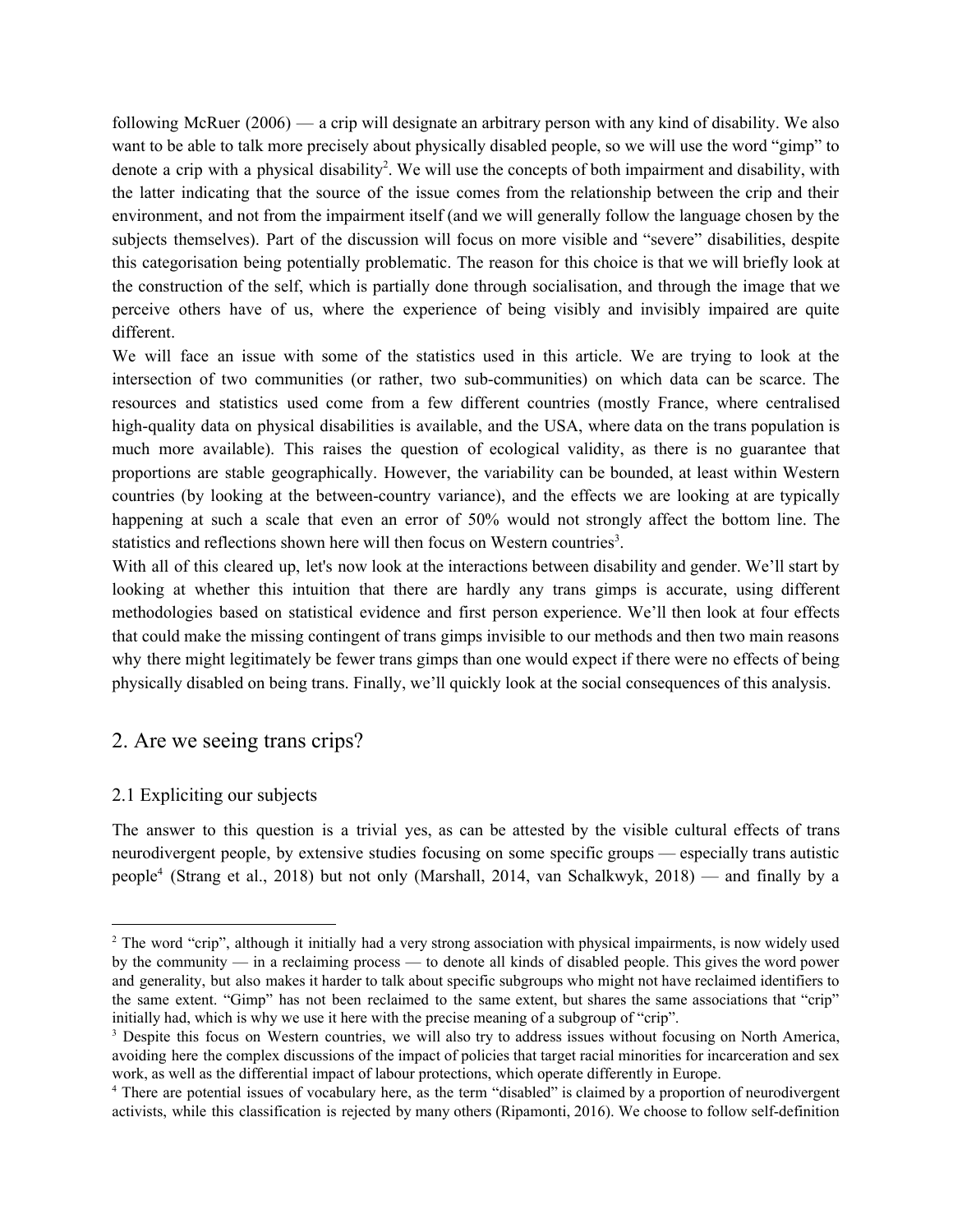following McRuer (2006) — a crip will designate an arbitrary person with any kind of disability. We also want to be able to talk more precisely about physically disabled people, so we will use the word "gimp" to denote a crip with a physical disability[2]. We will use the concepts of both impairment and disability, with the latter indicating that the source of the issue comes from the relationship between the crip and their environment, and not from the impairment itself (and we will generally follow the language chosen by the subjects themselves). Part of the discussion will focus on more visible and "severe" disabilities, despite this categorisation being potentially problematic. The reason for this choice is that we will briefly look at the construction of the self, which is partially done through socialisation, and through the image that we perceive others have of us, where the experience of being visibly and invisibly impaired are quite different.

We will face an issue with some of the statistics used in this article. We are trying to look at the intersection of two communities (or rather, two sub-communities) on which data can be scarce. The resources and statistics used come from a few different countries (mostly France, where centralised high-quality data on physical disabilities is available, and the USA, where data on the trans population is much more available). This raises the question of ecological validity, as there is no guarantee that proportions are stable geographically. However, the variability can be bounded, at least within Western countries (by looking at the between-country variance), and the effects we are looking at are typically happening at such a scale that even an error of 50% would not strongly affect the bottom line. The statistics and reflections shown here will then focus on Western countries[3].

With all of this cleared up, let's now look at the interactions between disability and gender. We'll start by looking at whether this intuition that there are hardly any trans gimps is accurate, using different methodologies based on statistical evidence and first person experience. We'll then look at four effects that could make the missing contingent of trans gimps invisible to our methods and then two main reasons why there might legitimately be fewer trans gimps than one would expect if there were no effects of being physically disabled on being trans. Finally, we'll quickly look at the social consequences of this analysis.

## 2. Are we seeing trans crips?

### 2.1 Expliciting our subjects

The answer to this question is a trivial yes, as can be attested by the visible cultural effects of trans neurodivergent people, by extensive studies focusing on some specific groups — especially trans autistic people[4] (Strang et al., 2018) but not only (Marshall, 2014, van Schalkwyk, 2018) — and finally by a

---

[2] The word "crip", although it initially had a very strong association with physical impairments, is now widely used by the community — in a reclaiming process — to denote all kinds of disabled people. This gives the word power and generality, but also makes it harder to talk about specific subgroups who might not have reclaimed identifiers to the same extent. "Gimp" has not been reclaimed to the same extent, but shares the same associations that "crip" initially had, which is why we use it here with the precise meaning of a subgroup of "crip".

[3] Despite this focus on Western countries, we will also try to address issues without focusing on North America, avoiding here the complex discussions of the impact of policies that target racial minorities for incarceration and sex work, as well as the differential impact of labour protections, which operate differently in Europe.

[4] There are potential issues of vocabulary here, as the term "disabled" is claimed by a proportion of neurodivergent activists, while this classification is rejected by many others (Ripamonti, 2016). We choose to follow self-definition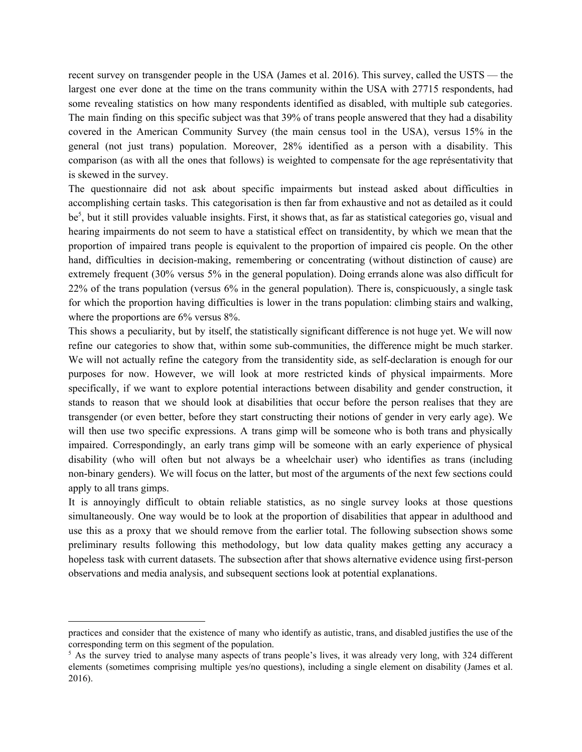recent survey on transgender people in the USA (James et al. 2016). This survey, called the USTS — the largest one ever done at the time on the trans community within the USA with 27715 respondents, had some revealing statistics on how many respondents identified as disabled, with multiple sub categories. The main finding on this specific subject was that 39% of trans people answered that they had a disability covered in the American Community Survey (the main census tool in the USA), versus 15% in the general (not just trans) population. Moreover, 28% identified as a person with a disability. This comparison (as with all the ones that follows) is weighted to compensate for the age représentativity that is skewed in the survey.

The questionnaire did not ask about specific impairments but instead asked about difficulties in accomplishing certain tasks. This categorisation is then far from exhaustive and not as detailed as it could be[5], but it still provides valuable insights. First, it shows that, as far as statistical categories go, visual and hearing impairments do not seem to have a statistical effect on transidentity, by which we mean that the proportion of impaired trans people is equivalent to the proportion of impaired cis people. On the other hand, difficulties in decision-making, remembering or concentrating (without distinction of cause) are extremely frequent (30% versus 5% in the general population). Doing errands alone was also difficult for 22% of the trans population (versus 6% in the general population). There is, conspicuously, a single task for which the proportion having difficulties is lower in the trans population: climbing stairs and walking, where the proportions are 6% versus 8%.

This shows a peculiarity, but by itself, the statistically significant difference is not huge yet. We will now refine our categories to show that, within some sub-communities, the difference might be much starker. We will not actually refine the category from the transidentity side, as self-declaration is enough for our purposes for now. However, we will look at more restricted kinds of physical impairments. More specifically, if we want to explore potential interactions between disability and gender construction, it stands to reason that we should look at disabilities that occur before the person realises that they are transgender (or even better, before they start constructing their notions of gender in very early age). We will then use two specific expressions. A trans gimp will be someone who is both trans and physically impaired. Correspondingly, an early trans gimp will be someone with an early experience of physical disability (who will often but not always be a wheelchair user) who identifies as trans (including non-binary genders). We will focus on the latter, but most of the arguments of the next few sections could apply to all trans gimps.

It is annoyingly difficult to obtain reliable statistics, as no single survey looks at those questions simultaneously. One way would be to look at the proportion of disabilities that appear in adulthood and use this as a proxy that we should remove from the earlier total. The following subsection shows some preliminary results following this methodology, but low data quality makes getting any accuracy a hopeless task with current datasets. The subsection after that shows alternative evidence using first-person observations and media analysis, and subsequent sections look at potential explanations.

---

practices and consider that the existence of many who identify as autistic, trans, and disabled justifies the use of the corresponding term on this segment of the population.

[5] As the survey tried to analyse many aspects of trans people's lives, it was already very long, with 324 different elements (sometimes comprising multiple yes/no questions), including a single element on disability (James et al. 2016).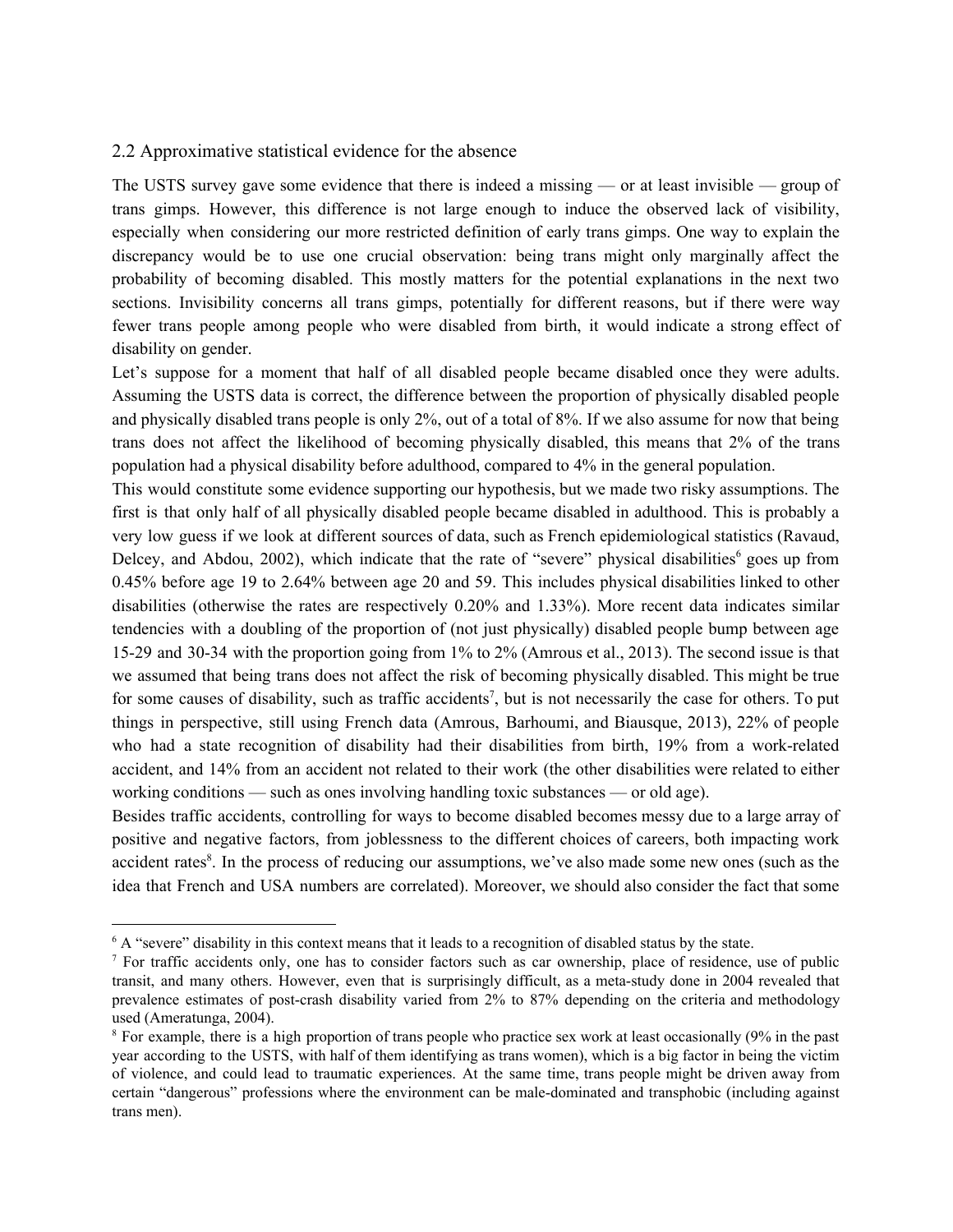## 2.2 Approximative statistical evidence for the absence

The USTS survey gave some evidence that there is indeed a missing — or at least invisible — group of trans gimps. However, this difference is not large enough to induce the observed lack of visibility, especially when considering our more restricted definition of early trans gimps. One way to explain the discrepancy would be to use one crucial observation: being trans might only marginally affect the probability of becoming disabled. This mostly matters for the potential explanations in the next two sections. Invisibility concerns all trans gimps, potentially for different reasons, but if there were way fewer trans people among people who were disabled from birth, it would indicate a strong effect of disability on gender.

Let's suppose for a moment that half of all disabled people became disabled once they were adults. Assuming the USTS data is correct, the difference between the proportion of physically disabled people and physically disabled trans people is only 2%, out of a total of 8%. If we also assume for now that being trans does not affect the likelihood of becoming physically disabled, this means that 2% of the trans population had a physical disability before adulthood, compared to 4% in the general population.

This would constitute some evidence supporting our hypothesis, but we made two risky assumptions. The first is that only half of all physically disabled people became disabled in adulthood. This is probably a very low guess if we look at different sources of data, such as French epidemiological statistics (Ravaud, Delcey, and Abdou, 2002), which indicate that the rate of "severe" physical disabilities[6] goes up from 0.45% before age 19 to 2.64% between age 20 and 59. This includes physical disabilities linked to other disabilities (otherwise the rates are respectively 0.20% and 1.33%). More recent data indicates similar tendencies with a doubling of the proportion of (not just physically) disabled people bump between age 15-29 and 30-34 with the proportion going from 1% to 2% (Amrous et al., 2013). The second issue is that we assumed that being trans does not affect the risk of becoming physically disabled. This might be true for some causes of disability, such as traffic accidents[7], but is not necessarily the case for others. To put things in perspective, still using French data (Amrous, Barhoumi, and Biausque, 2013), 22% of people who had a state recognition of disability had their disabilities from birth, 19% from a work-related accident, and 14% from an accident not related to their work (the other disabilities were related to either working conditions — such as ones involving handling toxic substances — or old age).

Besides traffic accidents, controlling for ways to become disabled becomes messy due to a large array of positive and negative factors, from joblessness to the different choices of careers, both impacting work accident rates[8]. In the process of reducing our assumptions, we've also made some new ones (such as the idea that French and USA numbers are correlated). Moreover, we should also consider the fact that some

[6] A "severe" disability in this context means that it leads to a recognition of disabled status by the state.

[7] For traffic accidents only, one has to consider factors such as car ownership, place of residence, use of public transit, and many others. However, even that is surprisingly difficult, as a meta-study done in 2004 revealed that prevalence estimates of post-crash disability varied from 2% to 87% depending on the criteria and methodology used (Ameratunga, 2004).

[8] For example, there is a high proportion of trans people who practice sex work at least occasionally (9% in the past year according to the USTS, with half of them identifying as trans women), which is a big factor in being the victim of violence, and could lead to traumatic experiences. At the same time, trans people might be driven away from certain "dangerous" professions where the environment can be male-dominated and transphobic (including against trans men).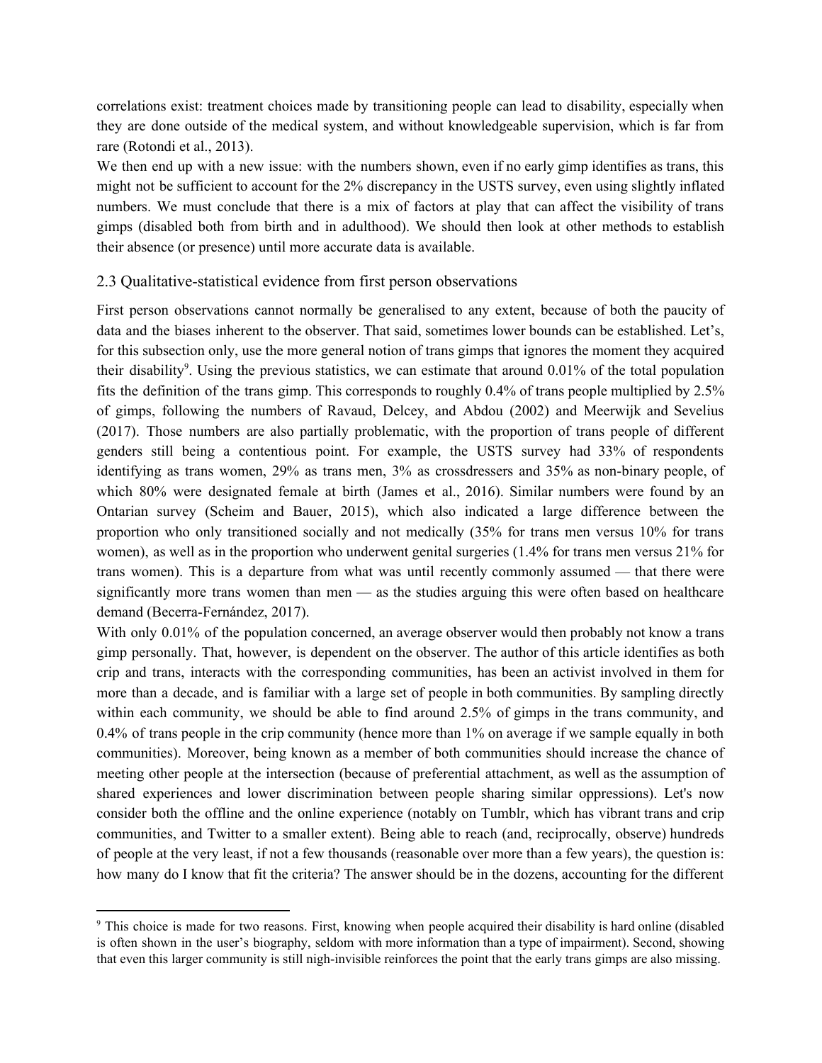correlations exist: treatment choices made by transitioning people can lead to disability, especially when they are done outside of the medical system, and without knowledgeable supervision, which is far from rare (Rotondi et al., 2013).

We then end up with a new issue: with the numbers shown, even if no early gimp identifies as trans, this might not be sufficient to account for the 2% discrepancy in the USTS survey, even using slightly inflated numbers. We must conclude that there is a mix of factors at play that can affect the visibility of trans gimps (disabled both from birth and in adulthood). We should then look at other methods to establish their absence (or presence) until more accurate data is available.

## 2.3 Qualitative-statistical evidence from first person observations

First person observations cannot normally be generalised to any extent, because of both the paucity of data and the biases inherent to the observer. That said, sometimes lower bounds can be established. Let's, for this subsection only, use the more general notion of trans gimps that ignores the moment they acquired their disability[9]. Using the previous statistics, we can estimate that around 0.01% of the total population fits the definition of the trans gimp. This corresponds to roughly 0.4% of trans people multiplied by 2.5% of gimps, following the numbers of Ravaud, Delcey, and Abdou (2002) and Meerwijk and Sevelius (2017). Those numbers are also partially problematic, with the proportion of trans people of different genders still being a contentious point. For example, the USTS survey had 33% of respondents identifying as trans women, 29% as trans men, 3% as crossdressers and 35% as non-binary people, of which 80% were designated female at birth (James et al., 2016). Similar numbers were found by an Ontarian survey (Scheim and Bauer, 2015), which also indicated a large difference between the proportion who only transitioned socially and not medically (35% for trans men versus 10% for trans women), as well as in the proportion who underwent genital surgeries (1.4% for trans men versus 21% for trans women). This is a departure from what was until recently commonly assumed — that there were significantly more trans women than men — as the studies arguing this were often based on healthcare demand (Becerra-Fernández, 2017).

With only 0.01% of the population concerned, an average observer would then probably not know a trans gimp personally. That, however, is dependent on the observer. The author of this article identifies as both crip and trans, interacts with the corresponding communities, has been an activist involved in them for more than a decade, and is familiar with a large set of people in both communities. By sampling directly within each community, we should be able to find around 2.5% of gimps in the trans community, and 0.4% of trans people in the crip community (hence more than 1% on average if we sample equally in both communities). Moreover, being known as a member of both communities should increase the chance of meeting other people at the intersection (because of preferential attachment, as well as the assumption of shared experiences and lower discrimination between people sharing similar oppressions). Let's now consider both the offline and the online experience (notably on Tumblr, which has vibrant trans and crip communities, and Twitter to a smaller extent). Being able to reach (and, reciprocally, observe) hundreds of people at the very least, if not a few thousands (reasonable over more than a few years), the question is: how many do I know that fit the criteria? The answer should be in the dozens, accounting for the different

[9] This choice is made for two reasons. First, knowing when people acquired their disability is hard online (disabled is often shown in the user's biography, seldom with more information than a type of impairment). Second, showing that even this larger community is still nigh-invisible reinforces the point that the early trans gimps are also missing.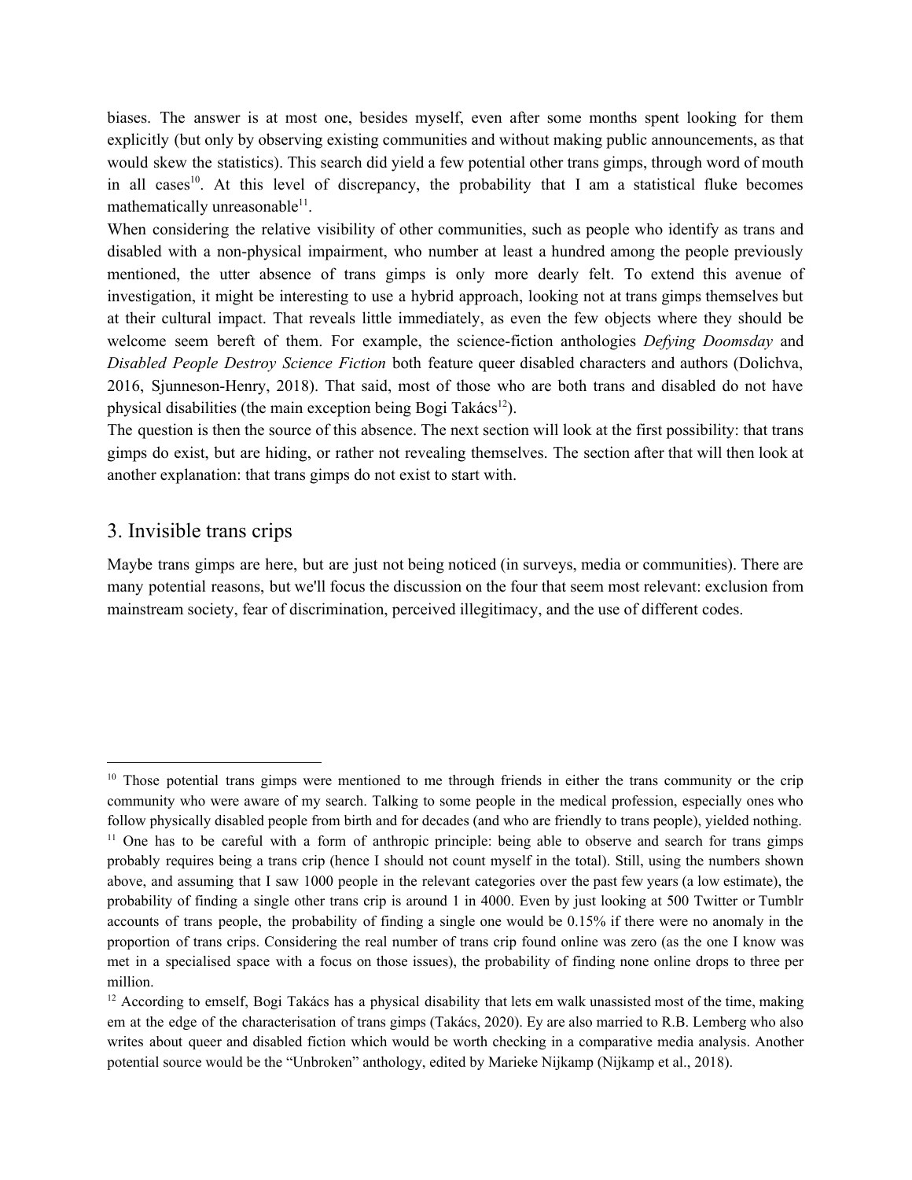biases. The answer is at most one, besides myself, even after some months spent looking for them explicitly (but only by observing existing communities and without making public announcements, as that would skew the statistics). This search did yield a few potential other trans gimps, through word of mouth in all cases[10]. At this level of discrepancy, the probability that I am a statistical fluke becomes mathematically unreasonable[11].

When considering the relative visibility of other communities, such as people who identify as trans and disabled with a non-physical impairment, who number at least a hundred among the people previously mentioned, the utter absence of trans gimps is only more dearly felt. To extend this avenue of investigation, it might be interesting to use a hybrid approach, looking not at trans gimps themselves but at their cultural impact. That reveals little immediately, as even the few objects where they should be welcome seem bereft of them. For example, the science-fiction anthologies *Defying Doomsday* and *Disabled People Destroy Science Fiction* both feature queer disabled characters and authors (Dolichva, 2016, Sjunneson-Henry, 2018). That said, most of those who are both trans and disabled do not have physical disabilities (the main exception being Bogi Takács[12]).

The question is then the source of this absence. The next section will look at the first possibility: that trans gimps do exist, but are hiding, or rather not revealing themselves. The section after that will then look at another explanation: that trans gimps do not exist to start with.

## 3. Invisible trans crips

Maybe trans gimps are here, but are just not being noticed (in surveys, media or communities). There are many potential reasons, but we'll focus the discussion on the four that seem most relevant: exclusion from mainstream society, fear of discrimination, perceived illegitimacy, and the use of different codes.

---

[10] Those potential trans gimps were mentioned to me through friends in either the trans community or the crip community who were aware of my search. Talking to some people in the medical profession, especially ones who follow physically disabled people from birth and for decades (and who are friendly to trans people), yielded nothing.

[11] One has to be careful with a form of anthropic principle: being able to observe and search for trans gimps probably requires being a trans crip (hence I should not count myself in the total). Still, using the numbers shown above, and assuming that I saw 1000 people in the relevant categories over the past few years (a low estimate), the probability of finding a single other trans crip is around 1 in 4000. Even by just looking at 500 Twitter or Tumblr accounts of trans people, the probability of finding a single one would be 0.15% if there were no anomaly in the proportion of trans crips. Considering the real number of trans crip found online was zero (as the one I know was met in a specialised space with a focus on those issues), the probability of finding none online drops to three per million.

[12] According to emself, Bogi Takács has a physical disability that lets em walk unassisted most of the time, making em at the edge of the characterisation of trans gimps (Takács, 2020). Ey are also married to R.B. Lemberg who also writes about queer and disabled fiction which would be worth checking in a comparative media analysis. Another potential source would be the "Unbroken" anthology, edited by Marieke Nijkamp (Nijkamp et al., 2018).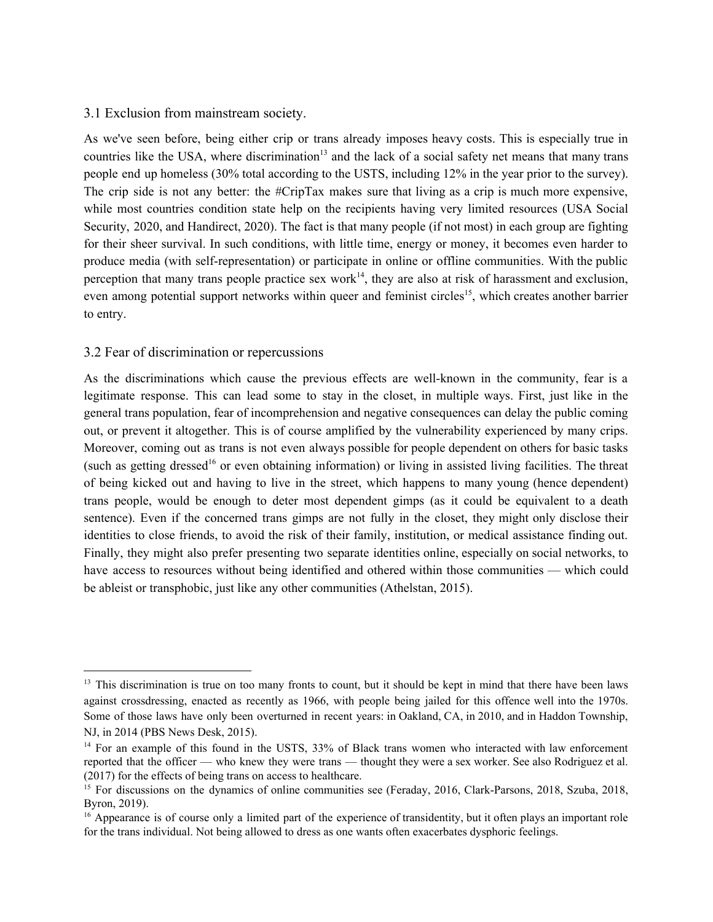### 3.1 Exclusion from mainstream society.

As we've seen before, being either crip or trans already imposes heavy costs. This is especially true in countries like the USA, where discrimination[13] and the lack of a social safety net means that many trans people end up homeless (30% total according to the USTS, including 12% in the year prior to the survey). The crip side is not any better: the #CripTax makes sure that living as a crip is much more expensive, while most countries condition state help on the recipients having very limited resources (USA Social Security, 2020, and Handirect, 2020). The fact is that many people (if not most) in each group are fighting for their sheer survival. In such conditions, with little time, energy or money, it becomes even harder to produce media (with self-representation) or participate in online or offline communities. With the public perception that many trans people practice sex work[14], they are also at risk of harassment and exclusion, even among potential support networks within queer and feminist circles[15], which creates another barrier to entry.

### 3.2 Fear of discrimination or repercussions

As the discriminations which cause the previous effects are well-known in the community, fear is a legitimate response. This can lead some to stay in the closet, in multiple ways. First, just like in the general trans population, fear of incomprehension and negative consequences can delay the public coming out, or prevent it altogether. This is of course amplified by the vulnerability experienced by many crips. Moreover, coming out as trans is not even always possible for people dependent on others for basic tasks (such as getting dressed[16] or even obtaining information) or living in assisted living facilities. The threat of being kicked out and having to live in the street, which happens to many young (hence dependent) trans people, would be enough to deter most dependent gimps (as it could be equivalent to a death sentence). Even if the concerned trans gimps are not fully in the closet, they might only disclose their identities to close friends, to avoid the risk of their family, institution, or medical assistance finding out. Finally, they might also prefer presenting two separate identities online, especially on social networks, to have access to resources without being identified and othered within those communities — which could be ableist or transphobic, just like any other communities (Athelstan, 2015).

---

[13] This discrimination is true on too many fronts to count, but it should be kept in mind that there have been laws against crossdressing, enacted as recently as 1966, with people being jailed for this offence well into the 1970s. Some of those laws have only been overturned in recent years: in Oakland, CA, in 2010, and in Haddon Township, NJ, in 2014 (PBS News Desk, 2015).

[14] For an example of this found in the USTS, 33% of Black trans women who interacted with law enforcement reported that the officer — who knew they were trans — thought they were a sex worker. See also Rodriguez et al. (2017) for the effects of being trans on access to healthcare.

[15] For discussions on the dynamics of online communities see (Feraday, 2016, Clark-Parsons, 2018, Szuba, 2018, Byron, 2019).

[16] Appearance is of course only a limited part of the experience of transidentity, but it often plays an important role for the trans individual. Not being allowed to dress as one wants often exacerbates dysphoric feelings.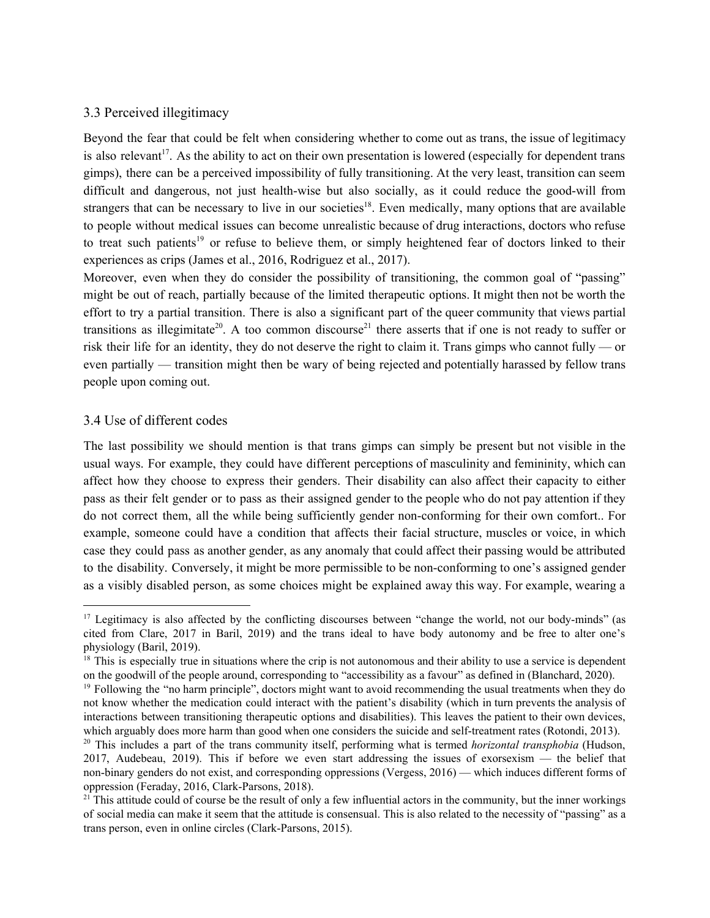### 3.3 Perceived illegitimacy

Beyond the fear that could be felt when considering whether to come out as trans, the issue of legitimacy is also relevant[17]. As the ability to act on their own presentation is lowered (especially for dependent trans gimps), there can be a perceived impossibility of fully transitioning. At the very least, transition can seem difficult and dangerous, not just health-wise but also socially, as it could reduce the good-will from strangers that can be necessary to live in our societies[18]. Even medically, many options that are available to people without medical issues can become unrealistic because of drug interactions, doctors who refuse to treat such patients[19] or refuse to believe them, or simply heightened fear of doctors linked to their experiences as crips (James et al., 2016, Rodriguez et al., 2017).

Moreover, even when they do consider the possibility of transitioning, the common goal of "passing" might be out of reach, partially because of the limited therapeutic options. It might then not be worth the effort to try a partial transition. There is also a significant part of the queer community that views partial transitions as illegitimate[20]. A too common discourse[21] there asserts that if one is not ready to suffer or risk their life for an identity, they do not deserve the right to claim it. Trans gimps who cannot fully — or even partially — transition might then be wary of being rejected and potentially harassed by fellow trans people upon coming out.

### 3.4 Use of different codes

The last possibility we should mention is that trans gimps can simply be present but not visible in the usual ways. For example, they could have different perceptions of masculinity and femininity, which can affect how they choose to express their genders. Their disability can also affect their capacity to either pass as their felt gender or to pass as their assigned gender to the people who do not pay attention if they do not correct them, all the while being sufficiently gender non-conforming for their own comfort.. For example, someone could have a condition that affects their facial structure, muscles or voice, in which case they could pass as another gender, as any anomaly that could affect their passing would be attributed to the disability. Conversely, it might be more permissible to be non-conforming to one's assigned gender as a visibly disabled person, as some choices might be explained away this way. For example, wearing a

---

[17] Legitimacy is also affected by the conflicting discourses between "change the world, not our body-minds" (as cited from Clare, 2017 in Baril, 2019) and the trans ideal to have body autonomy and be free to alter one's physiology (Baril, 2019).

[18] This is especially true in situations where the crip is not autonomous and their ability to use a service is dependent on the goodwill of the people around, corresponding to "accessibility as a favour" as defined in (Blanchard, 2020).

[19] Following the "no harm principle", doctors might want to avoid recommending the usual treatments when they do not know whether the medication could interact with the patient's disability (which in turn prevents the analysis of interactions between transitioning therapeutic options and disabilities). This leaves the patient to their own devices, which arguably does more harm than good when one considers the suicide and self-treatment rates (Rotondi, 2013).

[20] This includes a part of the trans community itself, performing what is termed *horizontal transphobia* (Hudson, 2017, Audebeau, 2019). This if before we even start addressing the issues of exorsexism — the belief that non-binary genders do not exist, and corresponding oppressions (Vergess, 2016) — which induces different forms of oppression (Feraday, 2016, Clark-Parsons, 2018).

[21] This attitude could of course be the result of only a few influential actors in the community, but the inner workings of social media can make it seem that the attitude is consensual. This is also related to the necessity of "passing" as a trans person, even in online circles (Clark-Parsons, 2015).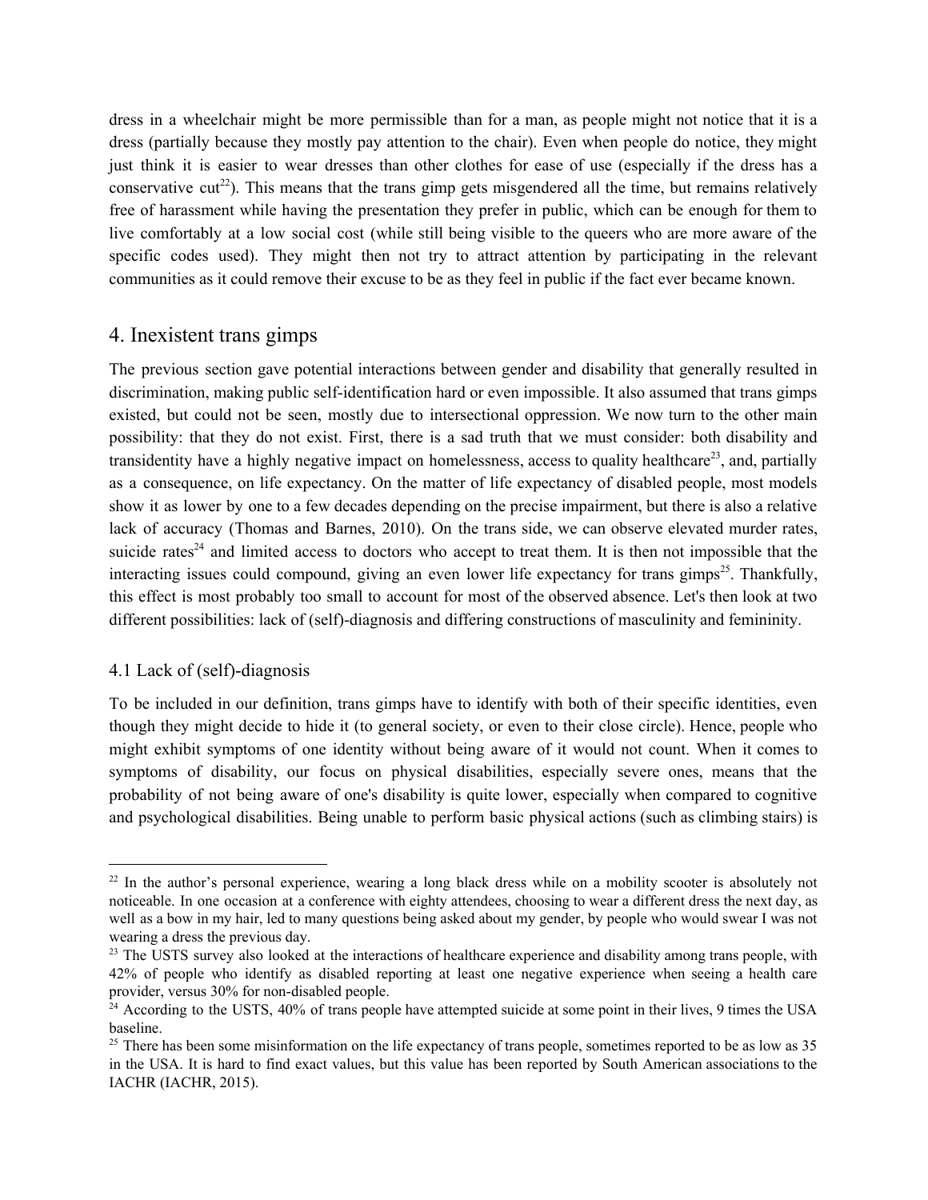dress in a wheelchair might be more permissible than for a man, as people might not notice that it is a dress (partially because they mostly pay attention to the chair). Even when people do notice, they might just think it is easier to wear dresses than other clothes for ease of use (especially if the dress has a conservative cut[22]). This means that the trans gimp gets misgendered all the time, but remains relatively free of harassment while having the presentation they prefer in public, which can be enough for them to live comfortably at a low social cost (while still being visible to the queers who are more aware of the specific codes used). They might then not try to attract attention by participating in the relevant communities as it could remove their excuse to be as they feel in public if the fact ever became known.

## 4. Inexistent trans gimps

The previous section gave potential interactions between gender and disability that generally resulted in discrimination, making public self-identification hard or even impossible. It also assumed that trans gimps existed, but could not be seen, mostly due to intersectional oppression. We now turn to the other main possibility: that they do not exist. First, there is a sad truth that we must consider: both disability and transidentity have a highly negative impact on homelessness, access to quality healthcare[23], and, partially as a consequence, on life expectancy. On the matter of life expectancy of disabled people, most models show it as lower by one to a few decades depending on the precise impairment, but there is also a relative lack of accuracy (Thomas and Barnes, 2010). On the trans side, we can observe elevated murder rates, suicide rates[24] and limited access to doctors who accept to treat them. It is then not impossible that the interacting issues could compound, giving an even lower life expectancy for trans gimps[25]. Thankfully, this effect is most probably too small to account for most of the observed absence. Let's then look at two different possibilities: lack of (self)-diagnosis and differing constructions of masculinity and femininity.

### 4.1 Lack of (self)-diagnosis

To be included in our definition, trans gimps have to identify with both of their specific identities, even though they might decide to hide it (to general society, or even to their close circle). Hence, people who might exhibit symptoms of one identity without being aware of it would not count. When it comes to symptoms of disability, our focus on physical disabilities, especially severe ones, means that the probability of not being aware of one's disability is quite lower, especially when compared to cognitive and psychological disabilities. Being unable to perform basic physical actions (such as climbing stairs) is

---

[22] In the author's personal experience, wearing a long black dress while on a mobility scooter is absolutely not noticeable. In one occasion at a conference with eighty attendees, choosing to wear a different dress the next day, as well as a bow in my hair, led to many questions being asked about my gender, by people who would swear I was not wearing a dress the previous day.

[23] The USTS survey also looked at the interactions of healthcare experience and disability among trans people, with 42% of people who identify as disabled reporting at least one negative experience when seeing a health care provider, versus 30% for non-disabled people.

[24] According to the USTS, 40% of trans people have attempted suicide at some point in their lives, 9 times the USA baseline.

[25] There has been some misinformation on the life expectancy of trans people, sometimes reported to be as low as 35 in the USA. It is hard to find exact values, but this value has been reported by South American associations to the IACHR (IACHR, 2015).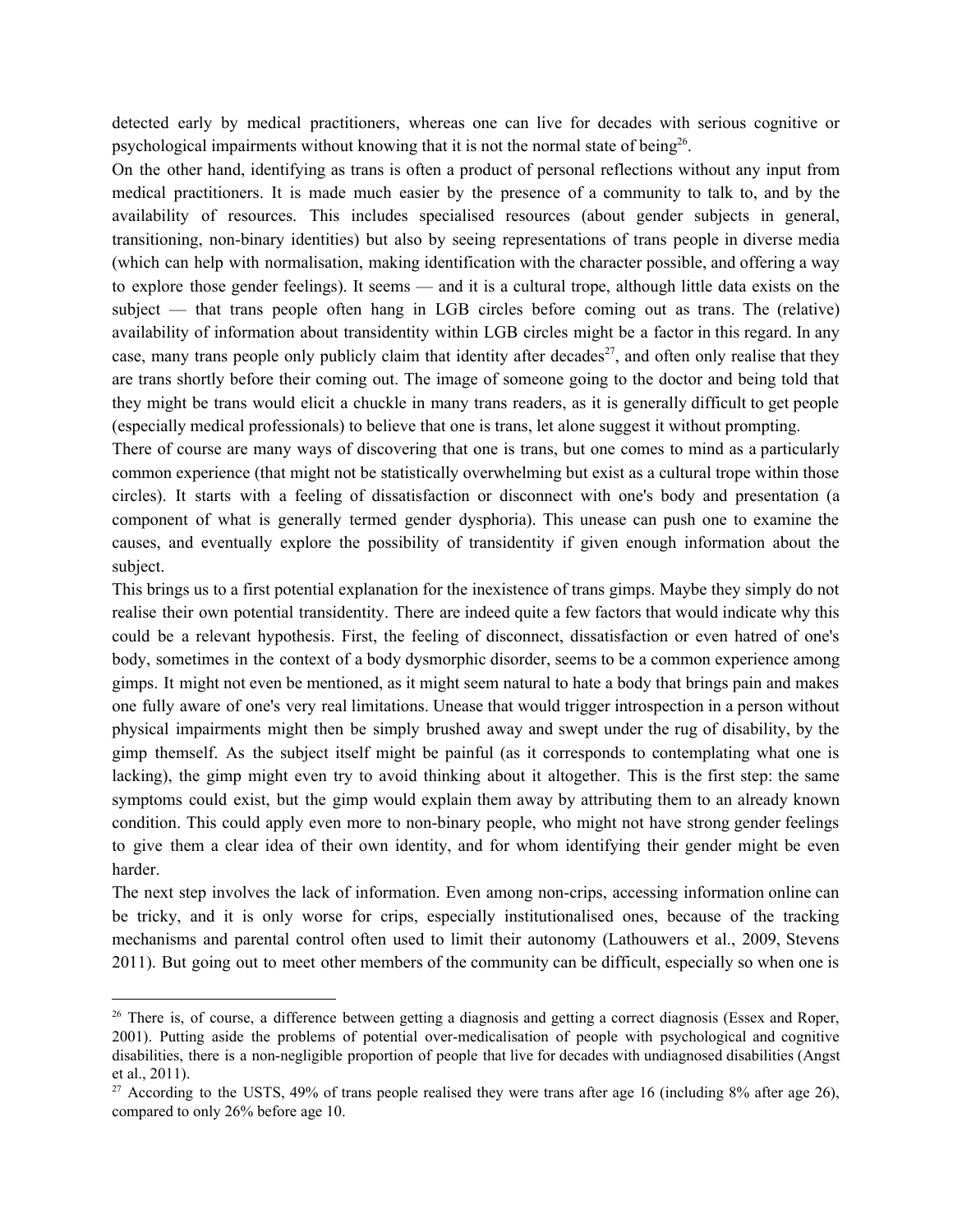detected early by medical practitioners, whereas one can live for decades with serious cognitive or psychological impairments without knowing that it is not the normal state of being[26].

On the other hand, identifying as trans is often a product of personal reflections without any input from medical practitioners. It is made much easier by the presence of a community to talk to, and by the availability of resources. This includes specialised resources (about gender subjects in general, transitioning, non-binary identities) but also by seeing representations of trans people in diverse media (which can help with normalisation, making identification with the character possible, and offering a way to explore those gender feelings). It seems — and it is a cultural trope, although little data exists on the subject — that trans people often hang in LGB circles before coming out as trans. The (relative) availability of information about transidentity within LGB circles might be a factor in this regard. In any case, many trans people only publicly claim that identity after decades[27], and often only realise that they are trans shortly before their coming out. The image of someone going to the doctor and being told that they might be trans would elicit a chuckle in many trans readers, as it is generally difficult to get people (especially medical professionals) to believe that one is trans, let alone suggest it without prompting.

There of course are many ways of discovering that one is trans, but one comes to mind as a particularly common experience (that might not be statistically overwhelming but exist as a cultural trope within those circles). It starts with a feeling of dissatisfaction or disconnect with one's body and presentation (a component of what is generally termed gender dysphoria). This unease can push one to examine the causes, and eventually explore the possibility of transidentity if given enough information about the subject.

This brings us to a first potential explanation for the inexistence of trans gimps. Maybe they simply do not realise their own potential transidentity. There are indeed quite a few factors that would indicate why this could be a relevant hypothesis. First, the feeling of disconnect, dissatisfaction or even hatred of one's body, sometimes in the context of a body dysmorphic disorder, seems to be a common experience among gimps. It might not even be mentioned, as it might seem natural to hate a body that brings pain and makes one fully aware of one's very real limitations. Unease that would trigger introspection in a person without physical impairments might then be simply brushed away and swept under the rug of disability, by the gimp themself. As the subject itself might be painful (as it corresponds to contemplating what one is lacking), the gimp might even try to avoid thinking about it altogether. This is the first step: the same symptoms could exist, but the gimp would explain them away by attributing them to an already known condition. This could apply even more to non-binary people, who might not have strong gender feelings to give them a clear idea of their own identity, and for whom identifying their gender might be even harder.

The next step involves the lack of information. Even among non-crips, accessing information online can be tricky, and it is only worse for crips, especially institutionalised ones, because of the tracking mechanisms and parental control often used to limit their autonomy (Lathouwers et al., 2009, Stevens 2011). But going out to meet other members of the community can be difficult, especially so when one is

---

[26] There is, of course, a difference between getting a diagnosis and getting a correct diagnosis (Essex and Roper, 2001). Putting aside the problems of potential over-medicalisation of people with psychological and cognitive disabilities, there is a non-negligible proportion of people that live for decades with undiagnosed disabilities (Angst et al., 2011).

[27] According to the USTS, 49% of trans people realised they were trans after age 16 (including 8% after age 26), compared to only 26% before age 10.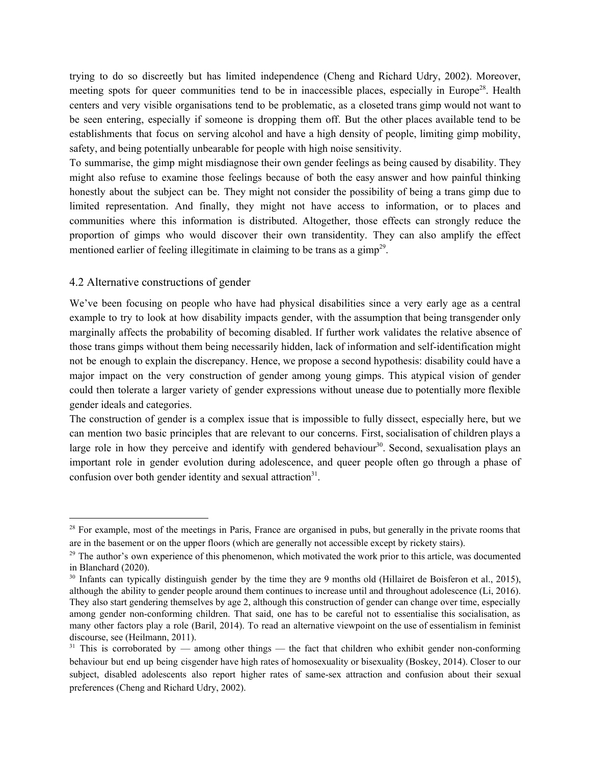trying to do so discreetly but has limited independence (Cheng and Richard Udry, 2002). Moreover, meeting spots for queer communities tend to be in inaccessible places, especially in Europe[28]. Health centers and very visible organisations tend to be problematic, as a closeted trans gimp would not want to be seen entering, especially if someone is dropping them off. But the other places available tend to be establishments that focus on serving alcohol and have a high density of people, limiting gimp mobility, safety, and being potentially unbearable for people with high noise sensitivity.

To summarise, the gimp might misdiagnose their own gender feelings as being caused by disability. They might also refuse to examine those feelings because of both the easy answer and how painful thinking honestly about the subject can be. They might not consider the possibility of being a trans gimp due to limited representation. And finally, they might not have access to information, or to places and communities where this information is distributed. Altogether, those effects can strongly reduce the proportion of gimps who would discover their own transidentity. They can also amplify the effect mentioned earlier of feeling illegitimate in claiming to be trans as a gimp[29].

## 4.2 Alternative constructions of gender

We've been focusing on people who have had physical disabilities since a very early age as a central example to try to look at how disability impacts gender, with the assumption that being transgender only marginally affects the probability of becoming disabled. If further work validates the relative absence of those trans gimps without them being necessarily hidden, lack of information and self-identification might not be enough to explain the discrepancy. Hence, we propose a second hypothesis: disability could have a major impact on the very construction of gender among young gimps. This atypical vision of gender could then tolerate a larger variety of gender expressions without unease due to potentially more flexible gender ideals and categories.

The construction of gender is a complex issue that is impossible to fully dissect, especially here, but we can mention two basic principles that are relevant to our concerns. First, socialisation of children plays a large role in how they perceive and identify with gendered behaviour[30]. Second, sexualisation plays an important role in gender evolution during adolescence, and queer people often go through a phase of confusion over both gender identity and sexual attraction[31].

---

[28] For example, most of the meetings in Paris, France are organised in pubs, but generally in the private rooms that are in the basement or on the upper floors (which are generally not accessible except by rickety stairs).

[29] The author's own experience of this phenomenon, which motivated the work prior to this article, was documented in Blanchard (2020).

[30] Infants can typically distinguish gender by the time they are 9 months old (Hillairet de Boisferon et al., 2015), although the ability to gender people around them continues to increase until and throughout adolescence (Li, 2016). They also start gendering themselves by age 2, although this construction of gender can change over time, especially among gender non-conforming children. That said, one has to be careful not to essentialise this socialisation, as many other factors play a role (Baril, 2014). To read an alternative viewpoint on the use of essentialism in feminist discourse, see (Heilmann, 2011).

[31] This is corroborated by — among other things — the fact that children who exhibit gender non-conforming behaviour but end up being cisgender have high rates of homosexuality or bisexuality (Boskey, 2014). Closer to our subject, disabled adolescents also report higher rates of same-sex attraction and confusion about their sexual preferences (Cheng and Richard Udry, 2002).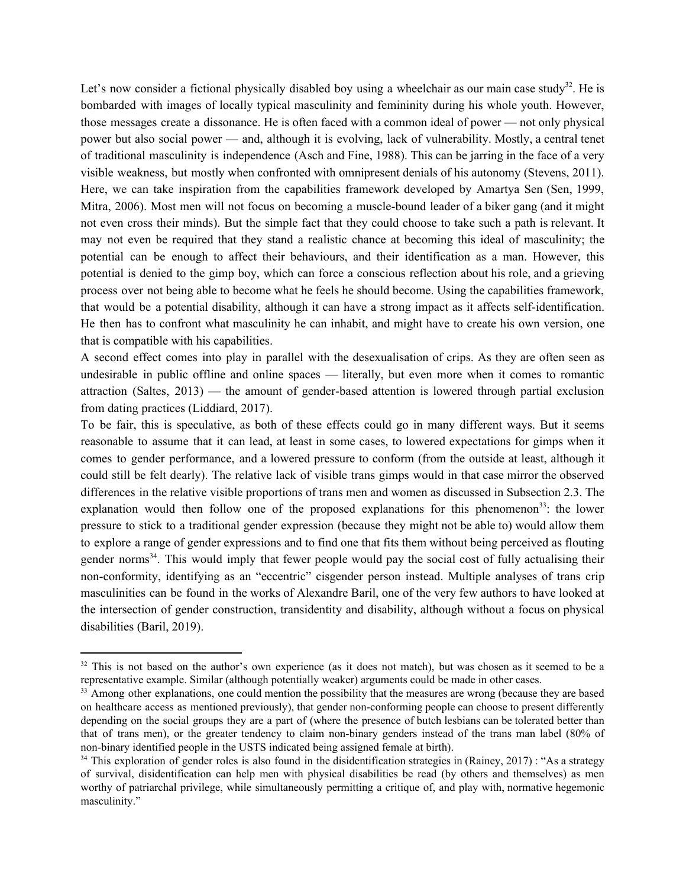Let's now consider a fictional physically disabled boy using a wheelchair as our main case study[32]. He is bombarded with images of locally typical masculinity and femininity during his whole youth. However, those messages create a dissonance. He is often faced with a common ideal of power — not only physical power but also social power — and, although it is evolving, lack of vulnerability. Mostly, a central tenet of traditional masculinity is independence (Asch and Fine, 1988). This can be jarring in the face of a very visible weakness, but mostly when confronted with omnipresent denials of his autonomy (Stevens, 2011). Here, we can take inspiration from the capabilities framework developed by Amartya Sen (Sen, 1999, Mitra, 2006). Most men will not focus on becoming a muscle-bound leader of a biker gang (and it might not even cross their minds). But the simple fact that they could choose to take such a path is relevant. It may not even be required that they stand a realistic chance at becoming this ideal of masculinity; the potential can be enough to affect their behaviours, and their identification as a man. However, this potential is denied to the gimp boy, which can force a conscious reflection about his role, and a grieving process over not being able to become what he feels he should become. Using the capabilities framework, that would be a potential disability, although it can have a strong impact as it affects self-identification. He then has to confront what masculinity he can inhabit, and might have to create his own version, one that is compatible with his capabilities.

A second effect comes into play in parallel with the desexualisation of crips. As they are often seen as undesirable in public offline and online spaces — literally, but even more when it comes to romantic attraction (Saltes, 2013) — the amount of gender-based attention is lowered through partial exclusion from dating practices (Liddiard, 2017).

To be fair, this is speculative, as both of these effects could go in many different ways. But it seems reasonable to assume that it can lead, at least in some cases, to lowered expectations for gimps when it comes to gender performance, and a lowered pressure to conform (from the outside at least, although it could still be felt dearly). The relative lack of visible trans gimps would in that case mirror the observed differences in the relative visible proportions of trans men and women as discussed in Subsection 2.3. The explanation would then follow one of the proposed explanations for this phenomenon[33]: the lower pressure to stick to a traditional gender expression (because they might not be able to) would allow them to explore a range of gender expressions and to find one that fits them without being perceived as flouting gender norms[34]. This would imply that fewer people would pay the social cost of fully actualising their non-conformity, identifying as an "eccentric" cisgender person instead. Multiple analyses of trans crip masculinities can be found in the works of Alexandre Baril, one of the very few authors to have looked at the intersection of gender construction, transidentity and disability, although without a focus on physical disabilities (Baril, 2019).

---

[32] This is not based on the author's own experience (as it does not match), but was chosen as it seemed to be a representative example. Similar (although potentially weaker) arguments could be made in other cases.

[33] Among other explanations, one could mention the possibility that the measures are wrong (because they are based on healthcare access as mentioned previously), that gender non-conforming people can choose to present differently depending on the social groups they are a part of (where the presence of butch lesbians can be tolerated better than that of trans men), or the greater tendency to claim non-binary genders instead of the trans man label (80% of non-binary identified people in the USTS indicated being assigned female at birth).

[34] This exploration of gender roles is also found in the disidentification strategies in (Rainey, 2017) : "As a strategy of survival, disidentification can help men with physical disabilities be read (by others and themselves) as men worthy of patriarchal privilege, while simultaneously permitting a critique of, and play with, normative hegemonic masculinity."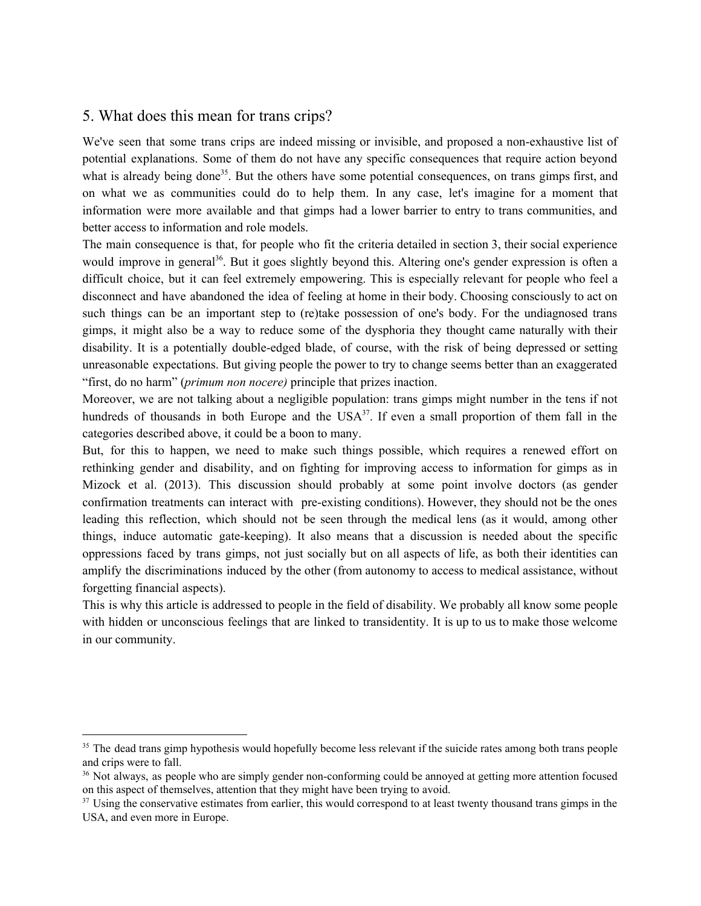## 5. What does this mean for trans crips?

We've seen that some trans crips are indeed missing or invisible, and proposed a non-exhaustive list of potential explanations. Some of them do not have any specific consequences that require action beyond what is already being done[35]. But the others have some potential consequences, on trans gimps first, and on what we as communities could do to help them. In any case, let's imagine for a moment that information were more available and that gimps had a lower barrier to entry to trans communities, and better access to information and role models.

The main consequence is that, for people who fit the criteria detailed in section 3, their social experience would improve in general[36]. But it goes slightly beyond this. Altering one's gender expression is often a difficult choice, but it can feel extremely empowering. This is especially relevant for people who feel a disconnect and have abandoned the idea of feeling at home in their body. Choosing consciously to act on such things can be an important step to (re)take possession of one's body. For the undiagnosed trans gimps, it might also be a way to reduce some of the dysphoria they thought came naturally with their disability. It is a potentially double-edged blade, of course, with the risk of being depressed or setting unreasonable expectations. But giving people the power to try to change seems better than an exaggerated "first, do no harm" (*primum non nocere)* principle that prizes inaction.

Moreover, we are not talking about a negligible population: trans gimps might number in the tens if not hundreds of thousands in both Europe and the USA[37]. If even a small proportion of them fall in the categories described above, it could be a boon to many.

But, for this to happen, we need to make such things possible, which requires a renewed effort on rethinking gender and disability, and on fighting for improving access to information for gimps as in Mizock et al. (2013). This discussion should probably at some point involve doctors (as gender confirmation treatments can interact with pre-existing conditions). However, they should not be the ones leading this reflection, which should not be seen through the medical lens (as it would, among other things, induce automatic gate-keeping). It also means that a discussion is needed about the specific oppressions faced by trans gimps, not just socially but on all aspects of life, as both their identities can amplify the discriminations induced by the other (from autonomy to access to medical assistance, without forgetting financial aspects).

This is why this article is addressed to people in the field of disability. We probably all know some people with hidden or unconscious feelings that are linked to transidentity. It is up to us to make those welcome in our community.

[35] The dead trans gimp hypothesis would hopefully become less relevant if the suicide rates among both trans people and crips were to fall.

[36] Not always, as people who are simply gender non-conforming could be annoyed at getting more attention focused on this aspect of themselves, attention that they might have been trying to avoid.

[37] Using the conservative estimates from earlier, this would correspond to at least twenty thousand trans gimps in the USA, and even more in Europe.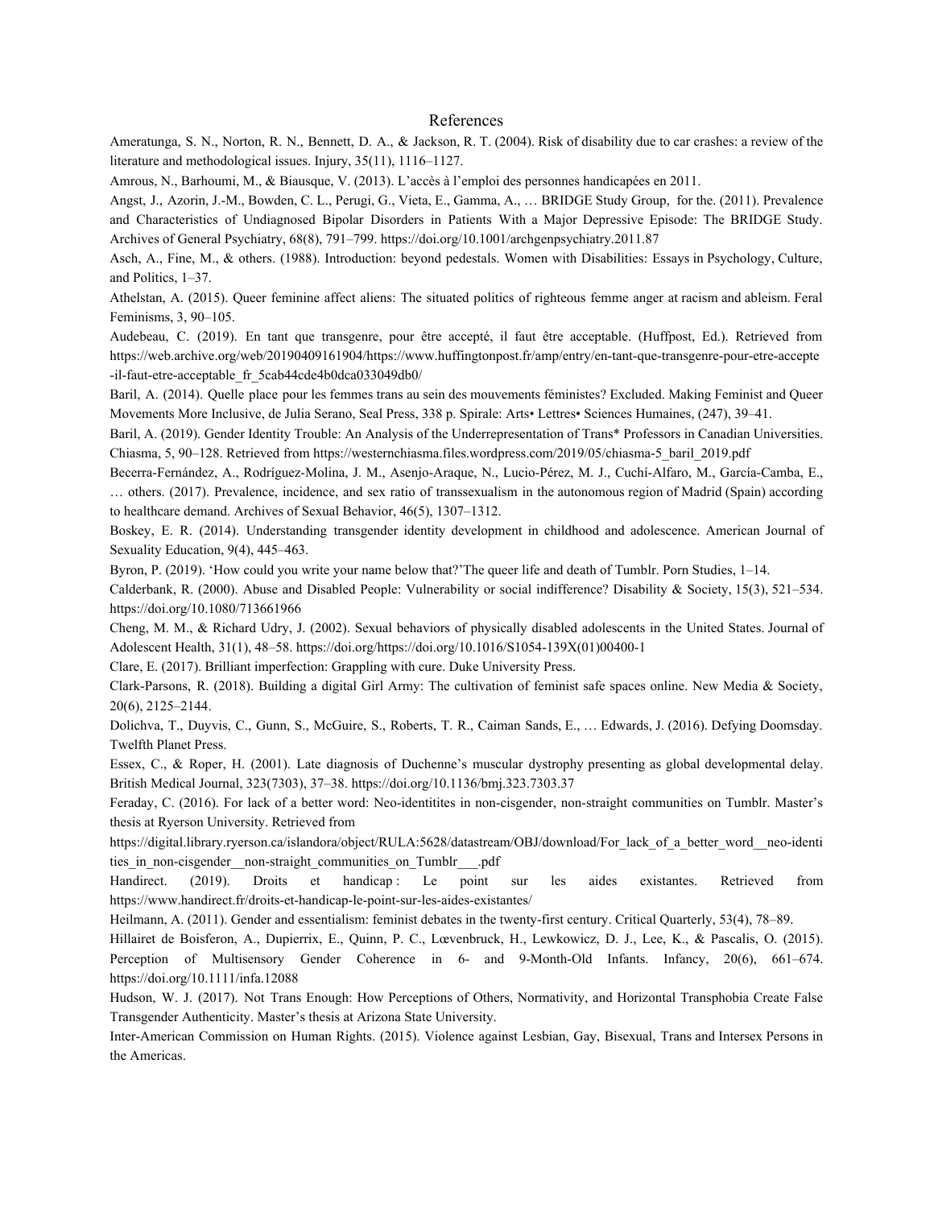# References

Ameratunga, S. N., Norton, R. N., Bennett, D. A., & Jackson, R. T. (2004). Risk of disability due to car crashes: a review of the literature and methodological issues. Injury, 35(11), 1116–1127.

Amrous, N., Barhoumi, M., & Biausque, V. (2013). L'accès à l'emploi des personnes handicapées en 2011.

Angst, J., Azorin, J.-M., Bowden, C. L., Perugi, G., Vieta, E., Gamma, A., … BRIDGE Study Group, for the. (2011). Prevalence and Characteristics of Undiagnosed Bipolar Disorders in Patients With a Major Depressive Episode: The BRIDGE Study. Archives of General Psychiatry, 68(8), 791–799. https://doi.org/10.1001/archgenpsychiatry.2011.87

Asch, A., Fine, M., & others. (1988). Introduction: beyond pedestals. Women with Disabilities: Essays in Psychology, Culture, and Politics, 1–37.

Athelstan, A. (2015). Queer feminine affect aliens: The situated politics of righteous femme anger at racism and ableism. Feral Feminisms, 3, 90–105.

Audebeau, C. (2019). En tant que transgenre, pour être accepté, il faut être acceptable. (Huffpost, Ed.). Retrieved from https://web.archive.org/web/20190409161904/https://www.huffingtonpost.fr/amp/entry/en-tant-que-transgenre-pour-etre-accepte-il-faut-etre-acceptable_fr_5cab44cde4b0dca033049db0/

Baril, A. (2014). Quelle place pour les femmes trans au sein des mouvements féministes? Excluded. Making Feminist and Queer Movements More Inclusive, de Julia Serano, Seal Press, 338 p. Spirale: Arts• Lettres• Sciences Humaines, (247), 39–41.

Baril, A. (2019). Gender Identity Trouble: An Analysis of the Underrepresentation of Trans* Professors in Canadian Universities. Chiasma, 5, 90–128. Retrieved from https://westernchiasma.files.wordpress.com/2019/05/chiasma-5_baril_2019.pdf

Becerra-Fernández, A., Rodríguez-Molina, J. M., Asenjo-Araque, N., Lucio-Pérez, M. J., Cuchí-Alfaro, M., García-Camba, E., … others. (2017). Prevalence, incidence, and sex ratio of transsexualism in the autonomous region of Madrid (Spain) according to healthcare demand. Archives of Sexual Behavior, 46(5), 1307–1312.

Boskey, E. R. (2014). Understanding transgender identity development in childhood and adolescence. American Journal of Sexuality Education, 9(4), 445–463.

Byron, P. (2019). 'How could you write your name below that?'The queer life and death of Tumblr. Porn Studies, 1–14.

Calderbank, R. (2000). Abuse and Disabled People: Vulnerability or social indifference? Disability & Society, 15(3), 521–534. https://doi.org/10.1080/713661966

Cheng, M. M., & Richard Udry, J. (2002). Sexual behaviors of physically disabled adolescents in the United States. Journal of Adolescent Health, 31(1), 48–58. https://doi.org/https://doi.org/10.1016/S1054-139X(01)00400-1

Clare, E. (2017). Brilliant imperfection: Grappling with cure. Duke University Press.

Clark-Parsons, R. (2018). Building a digital Girl Army: The cultivation of feminist safe spaces online. New Media & Society, 20(6), 2125–2144.

Dolichva, T., Duyvis, C., Gunn, S., McGuire, S., Roberts, T. R., Caiman Sands, E., … Edwards, J. (2016). Defying Doomsday. Twelfth Planet Press.

Essex, C., & Roper, H. (2001). Late diagnosis of Duchenne's muscular dystrophy presenting as global developmental delay. British Medical Journal, 323(7303), 37–38. https://doi.org/10.1136/bmj.323.7303.37

Feraday, C. (2016). For lack of a better word: Neo-identitites in non-cisgender, non-straight communities on Tumblr. Master's thesis at Ryerson University. Retrieved from https://digital.library.ryerson.ca/islandora/object/RULA:5628/datastream/OBJ/download/For_lack_of_a_better_word__neo-identities_in_non-cisgender__non-straight_communities_on_Tumblr___.pdf

Handirect. (2019). Droits et handicap : Le point sur les aides existantes. Retrieved from https://www.handirect.fr/droits-et-handicap-le-point-sur-les-aides-existantes/

Heilmann, A. (2011). Gender and essentialism: feminist debates in the twenty-first century. Critical Quarterly, 53(4), 78–89.

Hillairet de Boisferon, A., Dupierrix, E., Quinn, P. C., Lœvenbruck, H., Lewkowicz, D. J., Lee, K., & Pascalis, O. (2015). Perception of Multisensory Gender Coherence in 6- and 9-Month-Old Infants. Infancy, 20(6), 661–674. https://doi.org/10.1111/infa.12088

Hudson, W. J. (2017). Not Trans Enough: How Perceptions of Others, Normativity, and Horizontal Transphobia Create False Transgender Authenticity. Master's thesis at Arizona State University.

Inter-American Commission on Human Rights. (2015). Violence against Lesbian, Gay, Bisexual, Trans and Intersex Persons in the Americas.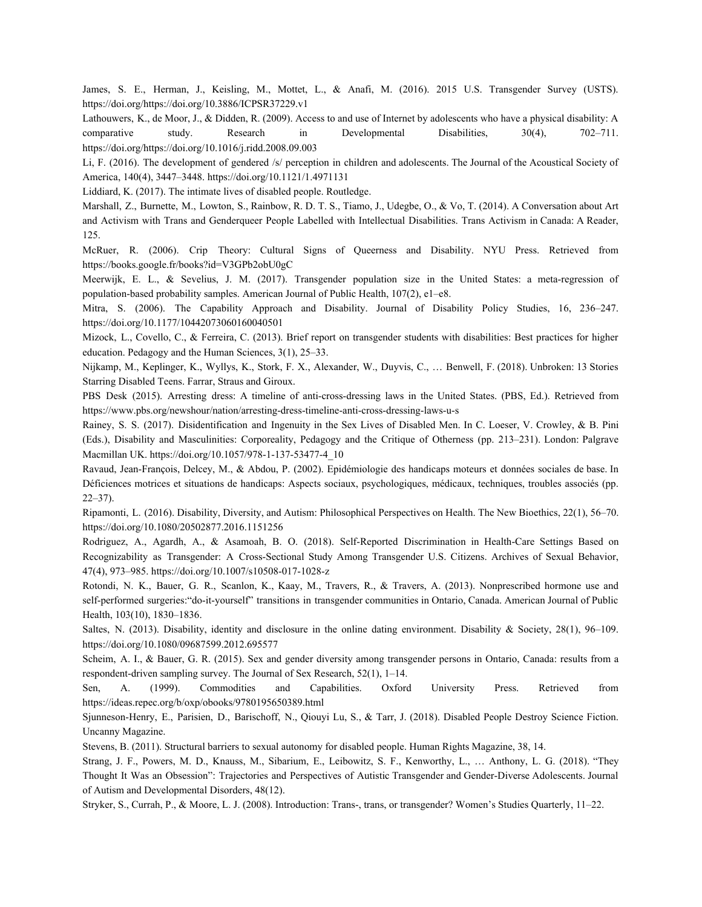James, S. E., Herman, J., Keisling, M., Mottet, L., & Anafi, M. (2016). 2015 U.S. Transgender Survey (USTS). https://doi.org/https://doi.org/10.3886/ICPSR37229.v1

Lathouwers, K., de Moor, J., & Didden, R. (2009). Access to and use of Internet by adolescents who have a physical disability: A comparative study. Research in Developmental Disabilities, 30(4), 702–711. https://doi.org/https://doi.org/10.1016/j.ridd.2008.09.003

Li, F. (2016). The development of gendered /s/ perception in children and adolescents. The Journal of the Acoustical Society of America, 140(4), 3447–3448. https://doi.org/10.1121/1.4971131

Liddiard, K. (2017). The intimate lives of disabled people. Routledge.

Marshall, Z., Burnette, M., Lowton, S., Rainbow, R. D. T. S., Tiamo, J., Udegbe, O., & Vo, T. (2014). A Conversation about Art and Activism with Trans and Genderqueer People Labelled with Intellectual Disabilities. Trans Activism in Canada: A Reader, 125.

McRuer, R. (2006). Crip Theory: Cultural Signs of Queerness and Disability. NYU Press. Retrieved from https://books.google.fr/books?id=V3GPb2obU0gC

Meerwijk, E. L., & Sevelius, J. M. (2017). Transgender population size in the United States: a meta-regression of population-based probability samples. American Journal of Public Health, 107(2), e1–e8.

Mitra, S. (2006). The Capability Approach and Disability. Journal of Disability Policy Studies, 16, 236–247. https://doi.org/10.1177/10442073060160040501

Mizock, L., Covello, C., & Ferreira, C. (2013). Brief report on transgender students with disabilities: Best practices for higher education. Pedagogy and the Human Sciences, 3(1), 25–33.

Nijkamp, M., Keplinger, K., Wyllys, K., Stork, F. X., Alexander, W., Duyvis, C., … Benwell, F. (2018). Unbroken: 13 Stories Starring Disabled Teens. Farrar, Straus and Giroux.

PBS Desk (2015). Arresting dress: A timeline of anti-cross-dressing laws in the United States. (PBS, Ed.). Retrieved from https://www.pbs.org/newshour/nation/arresting-dress-timeline-anti-cross-dressing-laws-u-s

Rainey, S. S. (2017). Disidentification and Ingenuity in the Sex Lives of Disabled Men. In C. Loeser, V. Crowley, & B. Pini (Eds.), Disability and Masculinities: Corporeality, Pedagogy and the Critique of Otherness (pp. 213–231). London: Palgrave Macmillan UK. https://doi.org/10.1057/978-1-137-53477-4_10

Ravaud, Jean-François, Delcey, M., & Abdou, P. (2002). Epidémiologie des handicaps moteurs et données sociales de base. In Déficiences motrices et situations de handicaps: Aspects sociaux, psychologiques, médicaux, techniques, troubles associés (pp. 22–37).

Ripamonti, L. (2016). Disability, Diversity, and Autism: Philosophical Perspectives on Health. The New Bioethics, 22(1), 56–70. https://doi.org/10.1080/20502877.2016.1151256

Rodriguez, A., Agardh, A., & Asamoah, B. O. (2018). Self-Reported Discrimination in Health-Care Settings Based on Recognizability as Transgender: A Cross-Sectional Study Among Transgender U.S. Citizens. Archives of Sexual Behavior, 47(4), 973–985. https://doi.org/10.1007/s10508-017-1028-z

Rotondi, N. K., Bauer, G. R., Scanlon, K., Kaay, M., Travers, R., & Travers, A. (2013). Nonprescribed hormone use and self-performed surgeries:"do-it-yourself" transitions in transgender communities in Ontario, Canada. American Journal of Public Health, 103(10), 1830–1836.

Saltes, N. (2013). Disability, identity and disclosure in the online dating environment. Disability & Society, 28(1), 96–109. https://doi.org/10.1080/09687599.2012.695577

Scheim, A. I., & Bauer, G. R. (2015). Sex and gender diversity among transgender persons in Ontario, Canada: results from a respondent-driven sampling survey. The Journal of Sex Research, 52(1), 1–14.

Sen, A. (1999). Commodities and Capabilities. Oxford University Press. Retrieved from https://ideas.repec.org/b/oxp/obooks/9780195650389.html

Sjunneson-Henry, E., Parisien, D., Barischoff, N., Qiouyi Lu, S., & Tarr, J. (2018). Disabled People Destroy Science Fiction. Uncanny Magazine.

Stevens, B. (2011). Structural barriers to sexual autonomy for disabled people. Human Rights Magazine, 38, 14.

Strang, J. F., Powers, M. D., Knauss, M., Sibarium, E., Leibowitz, S. F., Kenworthy, L., … Anthony, L. G. (2018). "They Thought It Was an Obsession": Trajectories and Perspectives of Autistic Transgender and Gender-Diverse Adolescents. Journal of Autism and Developmental Disorders, 48(12).

Stryker, S., Currah, P., & Moore, L. J. (2008). Introduction: Trans-, trans, or transgender? Women's Studies Quarterly, 11–22.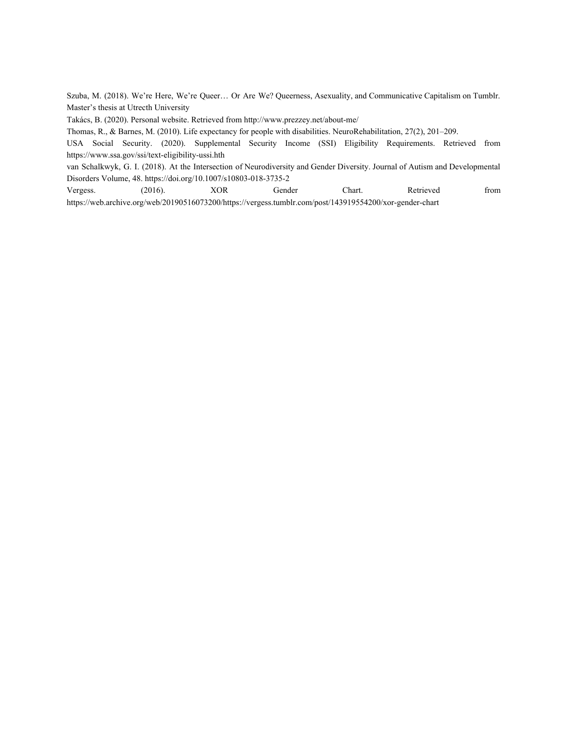Szuba, M. (2018). We're Here, We're Queer… Or Are We? Queerness, Asexuality, and Communicative Capitalism on Tumblr. Master's thesis at Utrecth University

Takács, B. (2020). Personal website. Retrieved from http://www.prezzey.net/about-me/

Thomas, R., & Barnes, M. (2010). Life expectancy for people with disabilities. NeuroRehabilitation, 27(2), 201–209.

USA Social Security. (2020). Supplemental Security Income (SSI) Eligibility Requirements. Retrieved from https://www.ssa.gov/ssi/text-eligibility-ussi.hth

van Schalkwyk, G. I. (2018). At the Intersection of Neurodiversity and Gender Diversity. Journal of Autism and Developmental Disorders Volume, 48. https://doi.org/10.1007/s10803-018-3735-2

Vergess. (2016). XOR Gender Chart. Retrieved from https://web.archive.org/web/20190516073200/https://vergess.tumblr.com/post/143919554200/xor-gender-chart